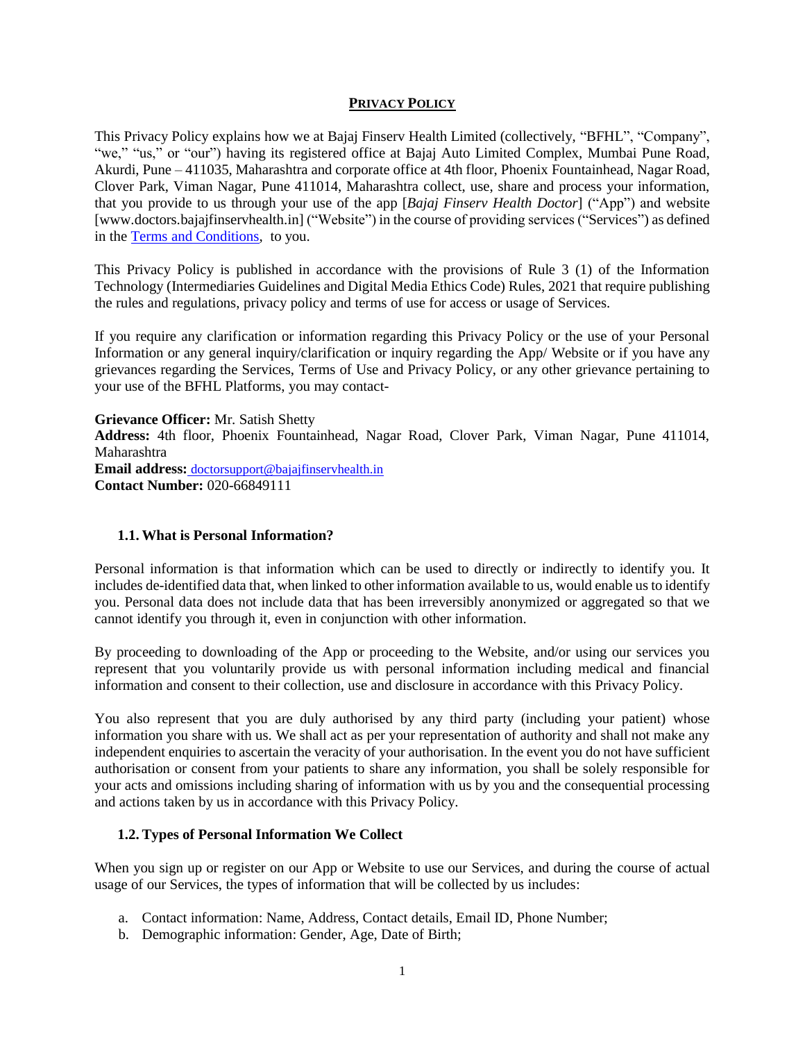# PRIVACY POLICY

This Privacy Policy explains how we at Bajaj Finserv Health Limited (collectively, "BFHL", "Company", "we," "us," or "our") having its registered office at Bajaj Auto Limited Complex, Mumbai Pune Road, Akurdi, Pune – 411035, Maharashtra and corporate office at 4th floor, Phoenix Fountainhead, Nagar Road, Clover Park, Viman Nagar, Pune 411014, Maharashtra collect, use, share and process your information, that you provide to us through your use of the app [*Bajaj Finserv Health Doctor*] ("App") and website [www.doctors.bajajfinservhealth.in] ("Website") in the course of providing services ("Services") as defined in the Terms and Conditions, to you.

This Privacy Policy is published in accordance with the provisions of Rule 3 (1) of the Information Technology (Intermediaries Guidelines and Digital Media Ethics Code) Rules, 2021 that require publishing the rules and regulations, privacy policy and terms of use for access or usage of Services.

If you require any clarification or information regarding this Privacy Policy or the use of your Personal Information or any general inquiry/clarification or inquiry regarding the App/ Website or if you have any grievances regarding the Services, Terms of Use and Privacy Policy, or any other grievance pertaining to your use of the BFHL Platforms, you may contact-

**Grievance Officer:** Mr. Satish Shetty
**Address:** 4th floor, Phoenix Fountainhead, Nagar Road, Clover Park, Viman Nagar, Pune 411014, Maharashtra
**Email address:** doctorsupport@bajajfinservhealth.in
**Contact Number:** 020-66849111

## 1.1. What is Personal Information?

Personal information is that information which can be used to directly or indirectly to identify you. It includes de-identified data that, when linked to other information available to us, would enable us to identify you. Personal data does not include data that has been irreversibly anonymized or aggregated so that we cannot identify you through it, even in conjunction with other information.

By proceeding to downloading of the App or proceeding to the Website, and/or using our services you represent that you voluntarily provide us with personal information including medical and financial information and consent to their collection, use and disclosure in accordance with this Privacy Policy.

You also represent that you are duly authorised by any third party (including your patient) whose information you share with us. We shall act as per your representation of authority and shall not make any independent enquiries to ascertain the veracity of your authorisation. In the event you do not have sufficient authorisation or consent from your patients to share any information, you shall be solely responsible for your acts and omissions including sharing of information with us by you and the consequential processing and actions taken by us in accordance with this Privacy Policy.

## 1.2. Types of Personal Information We Collect

When you sign up or register on our App or Website to use our Services, and during the course of actual usage of our Services, the types of information that will be collected by us includes:

a. Contact information: Name, Address, Contact details, Email ID, Phone Number;
b. Demographic information: Gender, Age, Date of Birth;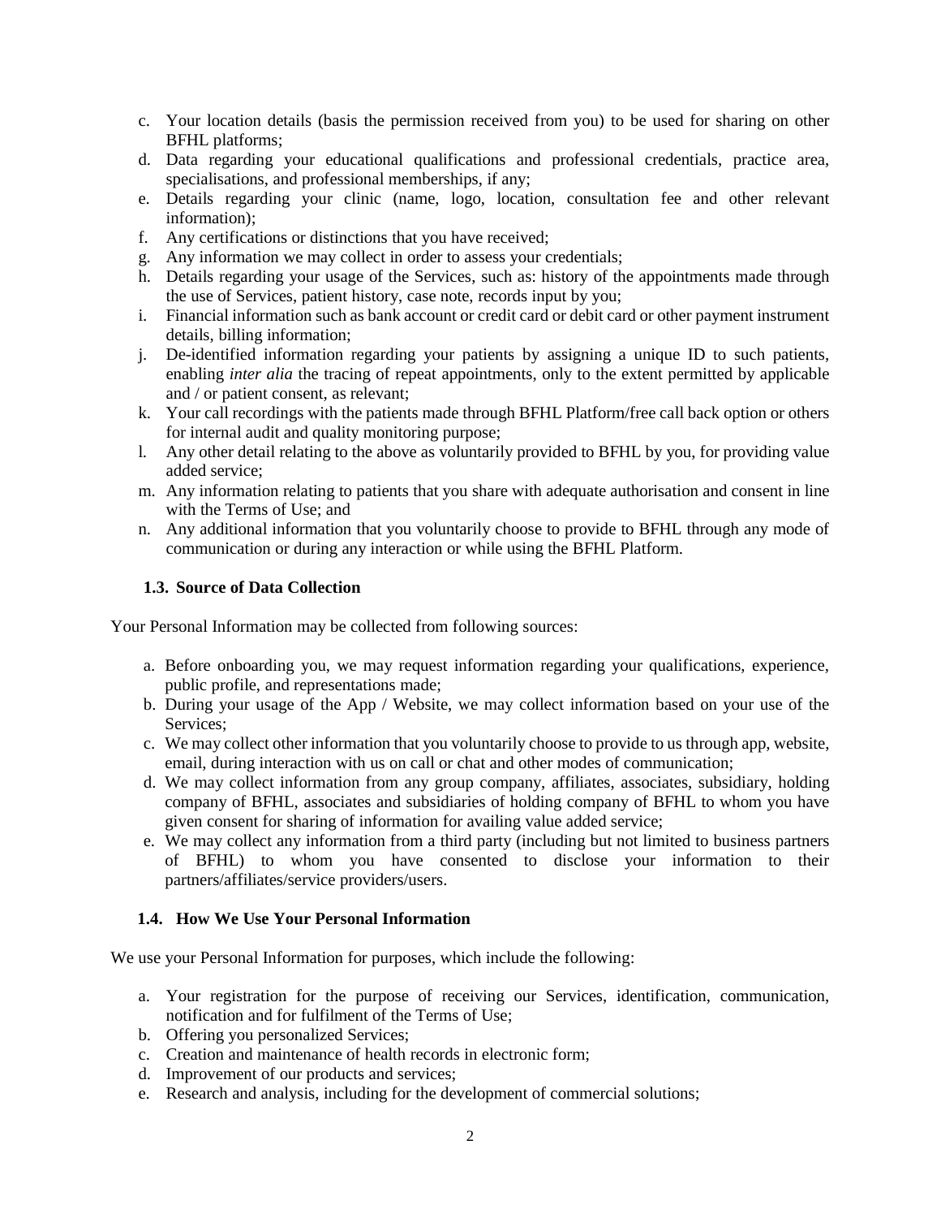c. Your location details (basis the permission received from you) to be used for sharing on other BFHL platforms;
d. Data regarding your educational qualifications and professional credentials, practice area, specialisations, and professional memberships, if any;
e. Details regarding your clinic (name, logo, location, consultation fee and other relevant information);
f. Any certifications or distinctions that you have received;
g. Any information we may collect in order to assess your credentials;
h. Details regarding your usage of the Services, such as: history of the appointments made through the use of Services, patient history, case note, records input by you;
i. Financial information such as bank account or credit card or debit card or other payment instrument details, billing information;
j. De-identified information regarding your patients by assigning a unique ID to such patients, enabling *inter alia* the tracing of repeat appointments, only to the extent permitted by applicable and / or patient consent, as relevant;
k. Your call recordings with the patients made through BFHL Platform/free call back option or others for internal audit and quality monitoring purpose;
l. Any other detail relating to the above as voluntarily provided to BFHL by you, for providing value added service;
m. Any information relating to patients that you share with adequate authorisation and consent in line with the Terms of Use; and
n. Any additional information that you voluntarily choose to provide to BFHL through any mode of communication or during any interaction or while using the BFHL Platform.

### 1.3. Source of Data Collection

Your Personal Information may be collected from following sources:

a. Before onboarding you, we may request information regarding your qualifications, experience, public profile, and representations made;
b. During your usage of the App / Website, we may collect information based on your use of the Services;
c. We may collect other information that you voluntarily choose to provide to us through app, website, email, during interaction with us on call or chat and other modes of communication;
d. We may collect information from any group company, affiliates, associates, subsidiary, holding company of BFHL, associates and subsidiaries of holding company of BFHL to whom you have given consent for sharing of information for availing value added service;
e. We may collect any information from a third party (including but not limited to business partners of BFHL) to whom you have consented to disclose your information to their partners/affiliates/service providers/users.

### 1.4. How We Use Your Personal Information

We use your Personal Information for purposes, which include the following:

a. Your registration for the purpose of receiving our Services, identification, communication, notification and for fulfilment of the Terms of Use;
b. Offering you personalized Services;
c. Creation and maintenance of health records in electronic form;
d. Improvement of our products and services;
e. Research and analysis, including for the development of commercial solutions;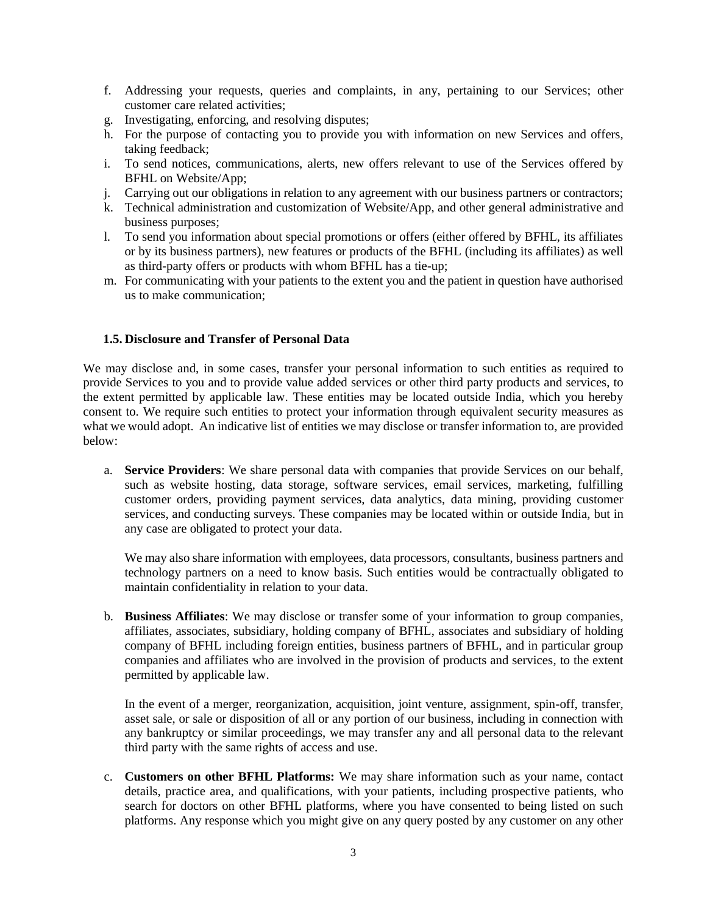f. Addressing your requests, queries and complaints, in any, pertaining to our Services; other customer care related activities;
g. Investigating, enforcing, and resolving disputes;
h. For the purpose of contacting you to provide you with information on new Services and offers, taking feedback;
i. To send notices, communications, alerts, new offers relevant to use of the Services offered by BFHL on Website/App;
j. Carrying out our obligations in relation to any agreement with our business partners or contractors;
k. Technical administration and customization of Website/App, and other general administrative and business purposes;
l. To send you information about special promotions or offers (either offered by BFHL, its affiliates or by its business partners), new features or products of the BFHL (including its affiliates) as well as third-party offers or products with whom BFHL has a tie-up;
m. For communicating with your patients to the extent you and the patient in question have authorised us to make communication;

### 1.5. Disclosure and Transfer of Personal Data

We may disclose and, in some cases, transfer your personal information to such entities as required to provide Services to you and to provide value added services or other third party products and services, to the extent permitted by applicable law. These entities may be located outside India, which you hereby consent to. We require such entities to protect your information through equivalent security measures as what we would adopt. An indicative list of entities we may disclose or transfer information to, are provided below:

a. **Service Providers**: We share personal data with companies that provide Services on our behalf, such as website hosting, data storage, software services, email services, marketing, fulfilling customer orders, providing payment services, data analytics, data mining, providing customer services, and conducting surveys. These companies may be located within or outside India, but in any case are obligated to protect your data.

   We may also share information with employees, data processors, consultants, business partners and technology partners on a need to know basis. Such entities would be contractually obligated to maintain confidentiality in relation to your data.

b. **Business Affiliates**: We may disclose or transfer some of your information to group companies, affiliates, associates, subsidiary, holding company of BFHL, associates and subsidiary of holding company of BFHL including foreign entities, business partners of BFHL, and in particular group companies and affiliates who are involved in the provision of products and services, to the extent permitted by applicable law.

   In the event of a merger, reorganization, acquisition, joint venture, assignment, spin-off, transfer, asset sale, or sale or disposition of all or any portion of our business, including in connection with any bankruptcy or similar proceedings, we may transfer any and all personal data to the relevant third party with the same rights of access and use.

c. **Customers on other BFHL Platforms:** We may share information such as your name, contact details, practice area, and qualifications, with your patients, including prospective patients, who search for doctors on other BFHL platforms, where you have consented to being listed on such platforms. Any response which you might give on any query posted by any customer on any other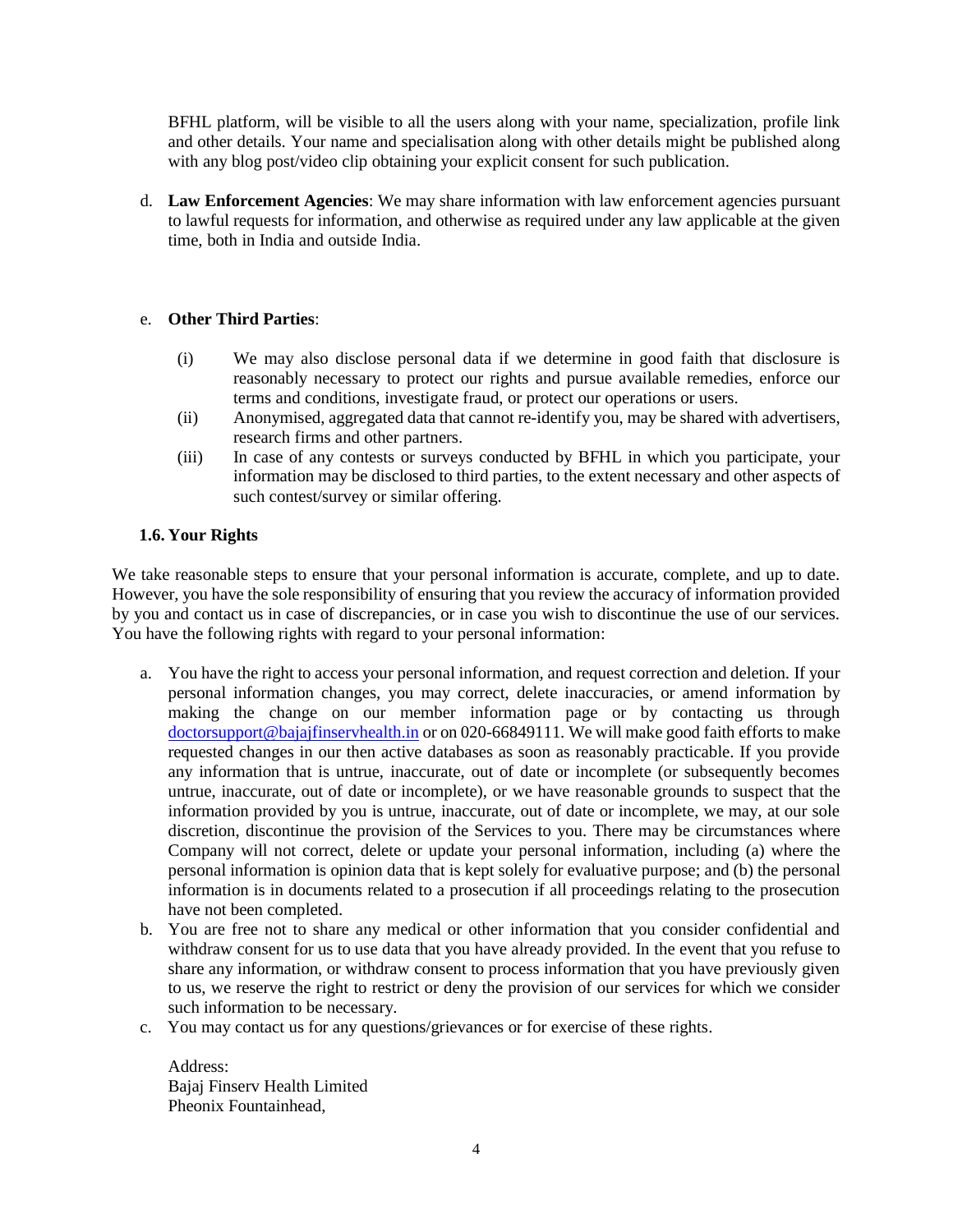BFHL platform, will be visible to all the users along with your name, specialization, profile link and other details. Your name and specialisation along with other details might be published along with any blog post/video clip obtaining your explicit consent for such publication.

d. **Law Enforcement Agencies**: We may share information with law enforcement agencies pursuant to lawful requests for information, and otherwise as required under any law applicable at the given time, both in India and outside India.

e. **Other Third Parties**:

(i) We may also disclose personal data if we determine in good faith that disclosure is reasonably necessary to protect our rights and pursue available remedies, enforce our terms and conditions, investigate fraud, or protect our operations or users.

(ii) Anonymised, aggregated data that cannot re-identify you, may be shared with advertisers, research firms and other partners.

(iii) In case of any contests or surveys conducted by BFHL in which you participate, your information may be disclosed to third parties, to the extent necessary and other aspects of such contest/survey or similar offering.

### 1.6. Your Rights

We take reasonable steps to ensure that your personal information is accurate, complete, and up to date. However, you have the sole responsibility of ensuring that you review the accuracy of information provided by you and contact us in case of discrepancies, or in case you wish to discontinue the use of our services. You have the following rights with regard to your personal information:

a. You have the right to access your personal information, and request correction and deletion. If your personal information changes, you may correct, delete inaccuracies, or amend information by making the change on our member information page or by contacting us through doctorsupport@bajajfinservhealth.in or on 020-66849111. We will make good faith efforts to make requested changes in our then active databases as soon as reasonably practicable. If you provide any information that is untrue, inaccurate, out of date or incomplete (or subsequently becomes untrue, inaccurate, out of date or incomplete), or we have reasonable grounds to suspect that the information provided by you is untrue, inaccurate, out of date or incomplete, we may, at our sole discretion, discontinue the provision of the Services to you. There may be circumstances where Company will not correct, delete or update your personal information, including (a) where the personal information is opinion data that is kept solely for evaluative purpose; and (b) the personal information is in documents related to a prosecution if all proceedings relating to the prosecution have not been completed.

b. You are free not to share any medical or other information that you consider confidential and withdraw consent for us to use data that you have already provided. In the event that you refuse to share any information, or withdraw consent to process information that you have previously given to us, we reserve the right to restrict or deny the provision of our services for which we consider such information to be necessary.

c. You may contact us for any questions/grievances or for exercise of these rights.

Address:
Bajaj Finserv Health Limited
Pheonix Fountainhead,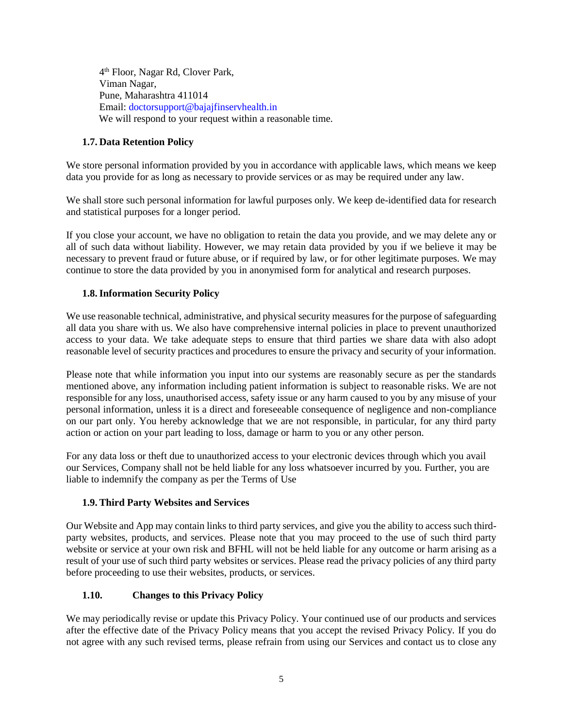4th Floor, Nagar Rd, Clover Park,
Viman Nagar,
Pune, Maharashtra 411014
Email: doctorsupport@bajajfinservhealth.in
We will respond to your request within a reasonable time.

### 1.7. Data Retention Policy

We store personal information provided by you in accordance with applicable laws, which means we keep data you provide for as long as necessary to provide services or as may be required under any law.

We shall store such personal information for lawful purposes only. We keep de-identified data for research and statistical purposes for a longer period.

If you close your account, we have no obligation to retain the data you provide, and we may delete any or all of such data without liability. However, we may retain data provided by you if we believe it may be necessary to prevent fraud or future abuse, or if required by law, or for other legitimate purposes. We may continue to store the data provided by you in anonymised form for analytical and research purposes.

### 1.8. Information Security Policy

We use reasonable technical, administrative, and physical security measures for the purpose of safeguarding all data you share with us. We also have comprehensive internal policies in place to prevent unauthorized access to your data. We take adequate steps to ensure that third parties we share data with also adopt reasonable level of security practices and procedures to ensure the privacy and security of your information.

Please note that while information you input into our systems are reasonably secure as per the standards mentioned above, any information including patient information is subject to reasonable risks. We are not responsible for any loss, unauthorised access, safety issue or any harm caused to you by any misuse of your personal information, unless it is a direct and foreseeable consequence of negligence and non-compliance on our part only. You hereby acknowledge that we are not responsible, in particular, for any third party action or action on your part leading to loss, damage or harm to you or any other person.

For any data loss or theft due to unauthorized access to your electronic devices through which you avail our Services, Company shall not be held liable for any loss whatsoever incurred by you. Further, you are liable to indemnify the company as per the Terms of Use

### 1.9. Third Party Websites and Services

Our Website and App may contain links to third party services, and give you the ability to access such third-party websites, products, and services. Please note that you may proceed to the use of such third party website or service at your own risk and BFHL will not be held liable for any outcome or harm arising as a result of your use of such third party websites or services. Please read the privacy policies of any third party before proceeding to use their websites, products, or services.

### 1.10. Changes to this Privacy Policy

We may periodically revise or update this Privacy Policy. Your continued use of our products and services after the effective date of the Privacy Policy means that you accept the revised Privacy Policy. If you do not agree with any such revised terms, please refrain from using our Services and contact us to close any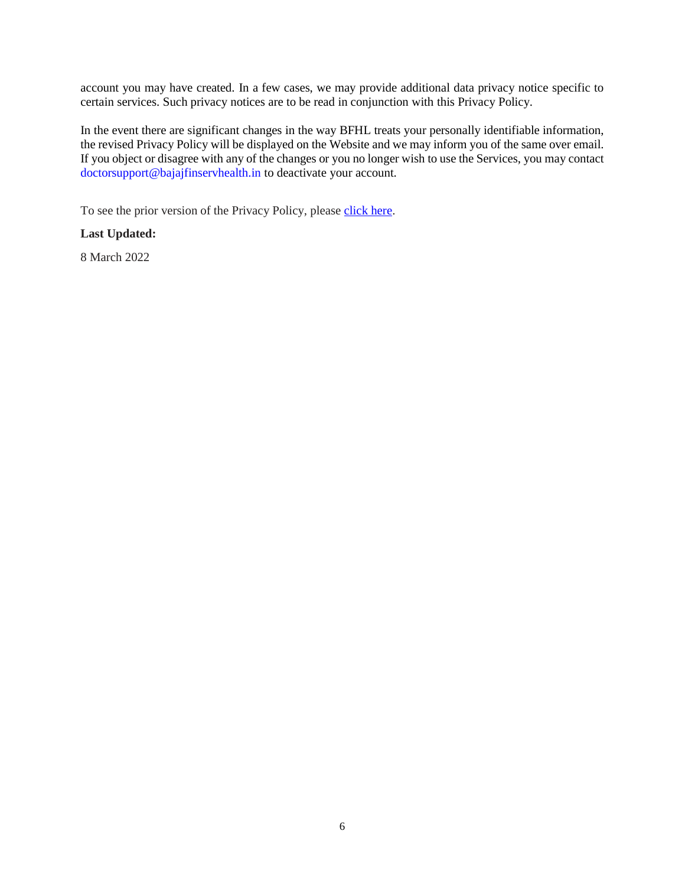account you may have created. In a few cases, we may provide additional data privacy notice specific to certain services. Such privacy notices are to be read in conjunction with this Privacy Policy.

In the event there are significant changes in the way BFHL treats your personally identifiable information, the revised Privacy Policy will be displayed on the Website and we may inform you of the same over email. If you object or disagree with any of the changes or you no longer wish to use the Services, you may contact doctorsupport@bajajfinservhealth.in to deactivate your account.

To see the prior version of the Privacy Policy, please click here.

**Last Updated:**

8 March 2022